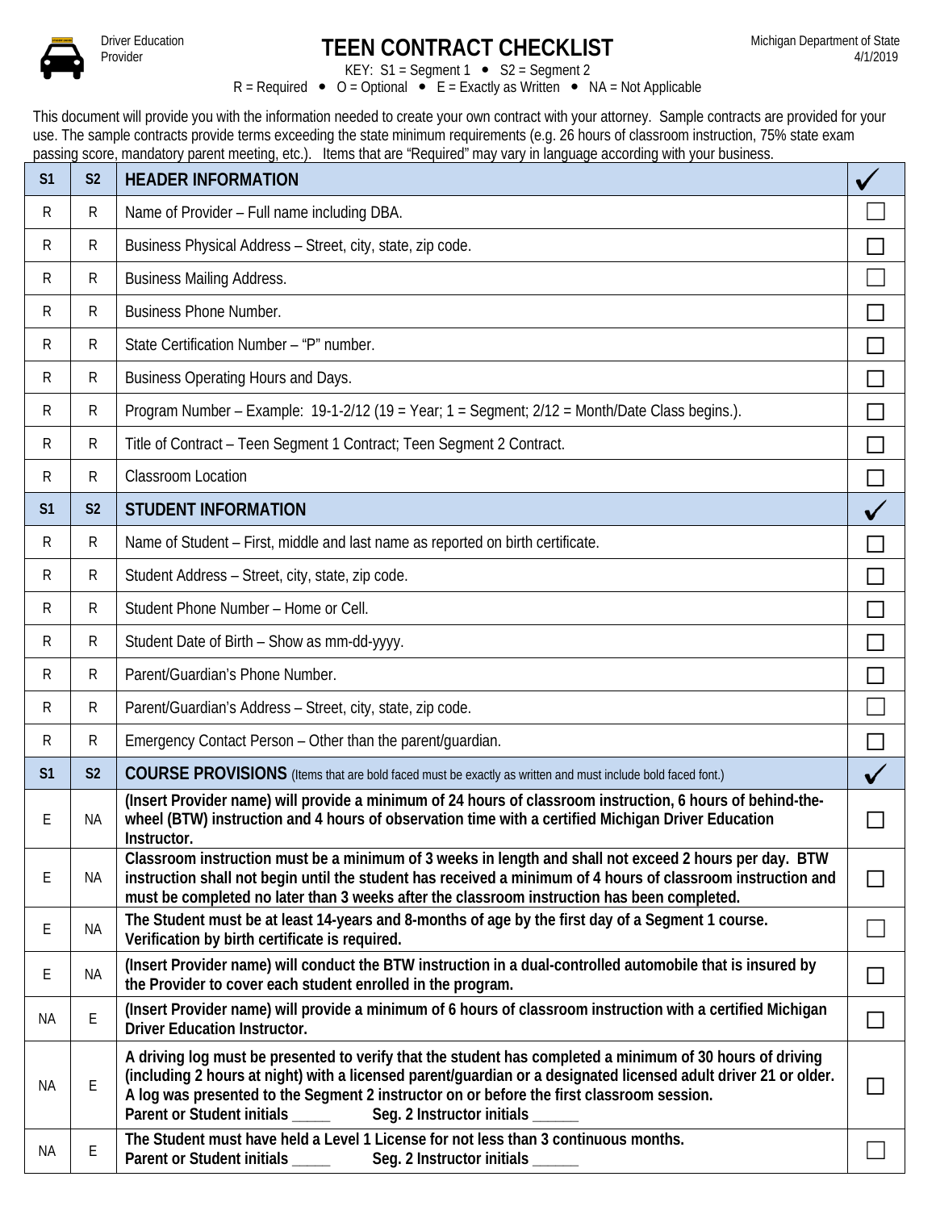Driver Education Provider

# TEEN CONTRACT CHECKLIST

Michigan Department of State
4/1/2019

KEY: S1 = Segment 1 • S2 = Segment 2
R = Required • O = Optional • E = Exactly as Written • NA = Not Applicable

This document will provide you with the information needed to create your own contract with your attorney. Sample contracts are provided for your use. The sample contracts provide terms exceeding the state minimum requirements (e.g. 26 hours of classroom instruction, 75% state exam passing score, mandatory parent meeting, etc.). Items that are "Required" may vary in language according with your business.

| S1 | S2 | HEADER INFORMATION | ✓ |
|---|---|---|---|
| R | R | Name of Provider – Full name including DBA. | ☐ |
| R | R | Business Physical Address – Street, city, state, zip code. | ☐ |
| R | R | Business Mailing Address. | ☐ |
| R | R | Business Phone Number. | ☐ |
| R | R | State Certification Number – "P" number. | ☐ |
| R | R | Business Operating Hours and Days. | ☐ |
| R | R | Program Number – Example: 19-1-2/12 (19 = Year; 1 = Segment; 2/12 = Month/Date Class begins.). | ☐ |
| R | R | Title of Contract – Teen Segment 1 Contract; Teen Segment 2 Contract. | ☐ |
| R | R | Classroom Location | ☐ |
| **S1** | **S2** | **STUDENT INFORMATION** | ✓ |
| R | R | Name of Student – First, middle and last name as reported on birth certificate. | ☐ |
| R | R | Student Address – Street, city, state, zip code. | ☐ |
| R | R | Student Phone Number – Home or Cell. | ☐ |
| R | R | Student Date of Birth – Show as mm-dd-yyyy. | ☐ |
| R | R | Parent/Guardian's Phone Number. | ☐ |
| R | R | Parent/Guardian's Address – Street, city, state, zip code. | ☐ |
| R | R | Emergency Contact Person – Other than the parent/guardian. | ☐ |
| **S1** | **S2** | **COURSE PROVISIONS** (Items that are bold faced must be exactly as written and must include bold faced font.) | ✓ |
| E | NA | **(Insert Provider name) will provide a minimum of 24 hours of classroom instruction, 6 hours of behind-the-wheel (BTW) instruction and 4 hours of observation time with a certified Michigan Driver Education Instructor.** | ☐ |
| E | NA | **Classroom instruction must be a minimum of 3 weeks in length and shall not exceed 2 hours per day. BTW instruction shall not begin until the student has received a minimum of 4 hours of classroom instruction and must be completed no later than 3 weeks after the classroom instruction has been completed.** | ☐ |
| E | NA | **The Student must be at least 14-years and 8-months of age by the first day of a Segment 1 course. Verification by birth certificate is required.** | ☐ |
| E | NA | **(Insert Provider name) will conduct the BTW instruction in a dual-controlled automobile that is insured by the Provider to cover each student enrolled in the program.** | ☐ |
| NA | E | **(Insert Provider name) will provide a minimum of 6 hours of classroom instruction with a certified Michigan Driver Education Instructor.** | ☐ |
| NA | E | **A driving log must be presented to verify that the student has completed a minimum of 30 hours of driving (including 2 hours at night) with a licensed parent/guardian or a designated licensed adult driver 21 or older. A log was presented to the Segment 2 instructor on or before the first classroom session.** **Parent or Student initials _____ Seg. 2 Instructor initials ______** | ☐ |
| NA | E | **The Student must have held a Level 1 License for not less than 3 continuous months.** **Parent or Student initials _____ Seg. 2 Instructor initials ______** | ☐ |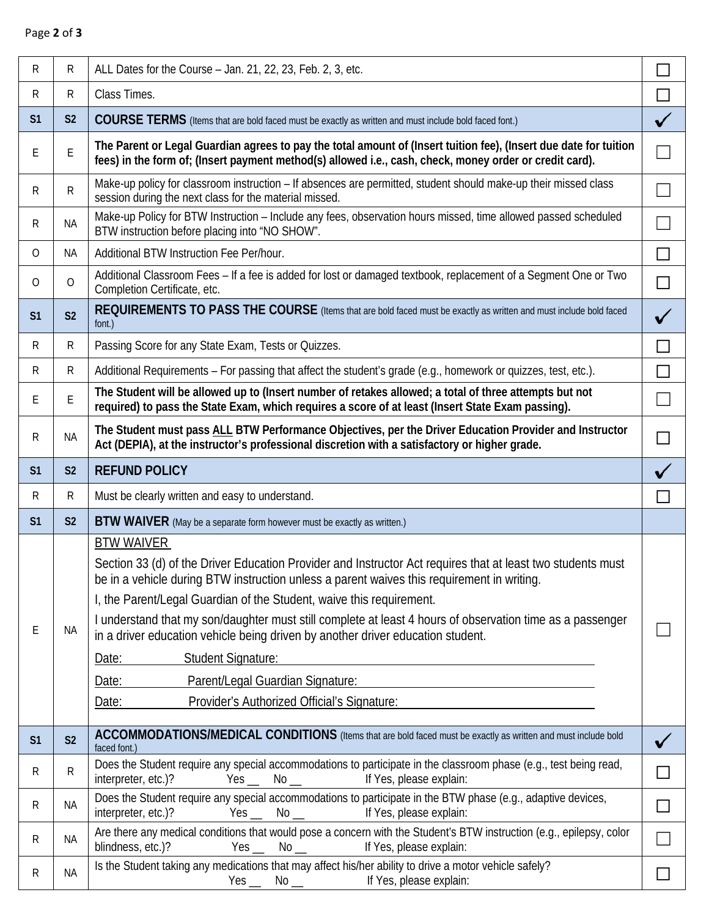| | | | |
|---|---|---|---|
| R | R | ALL Dates for the Course – Jan. 21, 22, 23, Feb. 2, 3, etc. | ☐ |
| R | R | Class Times. | ☐ |
| **S1** | **S2** | **COURSE TERMS** (Items that are bold faced must be exactly as written and must include bold faced font.) | ✓ |
| E | E | **The Parent or Legal Guardian agrees to pay the total amount of (Insert tuition fee), (Insert due date for tuition fees) in the form of; (Insert payment method(s) allowed i.e., cash, check, money order or credit card).** | ☐ |
| R | R | Make-up policy for classroom instruction – If absences are permitted, student should make-up their missed class session during the next class for the material missed. | ☐ |
| R | NA | Make-up Policy for BTW Instruction – Include any fees, observation hours missed, time allowed passed scheduled BTW instruction before placing into "NO SHOW". | ☐ |
| O | NA | Additional BTW Instruction Fee Per/hour. | ☐ |
| O | O | Additional Classroom Fees – If a fee is added for lost or damaged textbook, replacement of a Segment One or Two Completion Certificate, etc. | ☐ |
| **S1** | **S2** | **REQUIREMENTS TO PASS THE COURSE** (Items that are bold faced must be exactly as written and must include bold faced font.) | ✓ |
| R | R | Passing Score for any State Exam, Tests or Quizzes. | ☐ |
| R | R | Additional Requirements – For passing that affect the student's grade (e.g., homework or quizzes, test, etc.). | ☐ |
| E | E | **The Student will be allowed up to (Insert number of retakes allowed; a total of three attempts but not required) to pass the State Exam, which requires a score of at least (Insert State Exam passing).** | ☐ |
| R | NA | **The Student must pass ALL BTW Performance Objectives, per the Driver Education Provider and Instructor Act (DEPIA), at the instructor's professional discretion with a satisfactory or higher grade.** | ☐ |
| **S1** | **S2** | **REFUND POLICY** | ✓ |
| R | R | Must be clearly written and easy to understand. | ☐ |
| **S1** | **S2** | **BTW WAIVER** (May be a separate form however must be exactly as written.) | |
| E | NA | BTW WAIVER<br><br>Section 33 (d) of the Driver Education Provider and Instructor Act requires that at least two students must be in a vehicle during BTW instruction unless a parent waives this requirement in writing.<br><br>I, the Parent/Legal Guardian of the Student, waive this requirement.<br><br>I understand that my son/daughter must still complete at least 4 hours of observation time as a passenger in a driver education vehicle being driven by another driver education student.<br><br>Date: Student Signature:<br><br>Date: Parent/Legal Guardian Signature:<br><br>Date: Provider's Authorized Official's Signature: | ☐ |
| **S1** | **S2** | **ACCOMMODATIONS/MEDICAL CONDITIONS** (Items that are bold faced must be exactly as written and must include bold faced font.) | ✓ |
| R | R | Does the Student require any special accommodations to participate in the classroom phase (e.g., test being read, interpreter, etc.)? Yes __ No __ If Yes, please explain: | ☐ |
| R | NA | Does the Student require any special accommodations to participate in the BTW phase (e.g., adaptive devices, interpreter, etc.)? Yes __ No __ If Yes, please explain: | ☐ |
| R | NA | Are there any medical conditions that would pose a concern with the Student's BTW instruction (e.g., epilepsy, color blindness, etc.)? Yes __ No __ If Yes, please explain: | ☐ |
| R | NA | Is the Student taking any medications that may affect his/her ability to drive a motor vehicle safely? Yes __ No __ If Yes, please explain: | ☐ |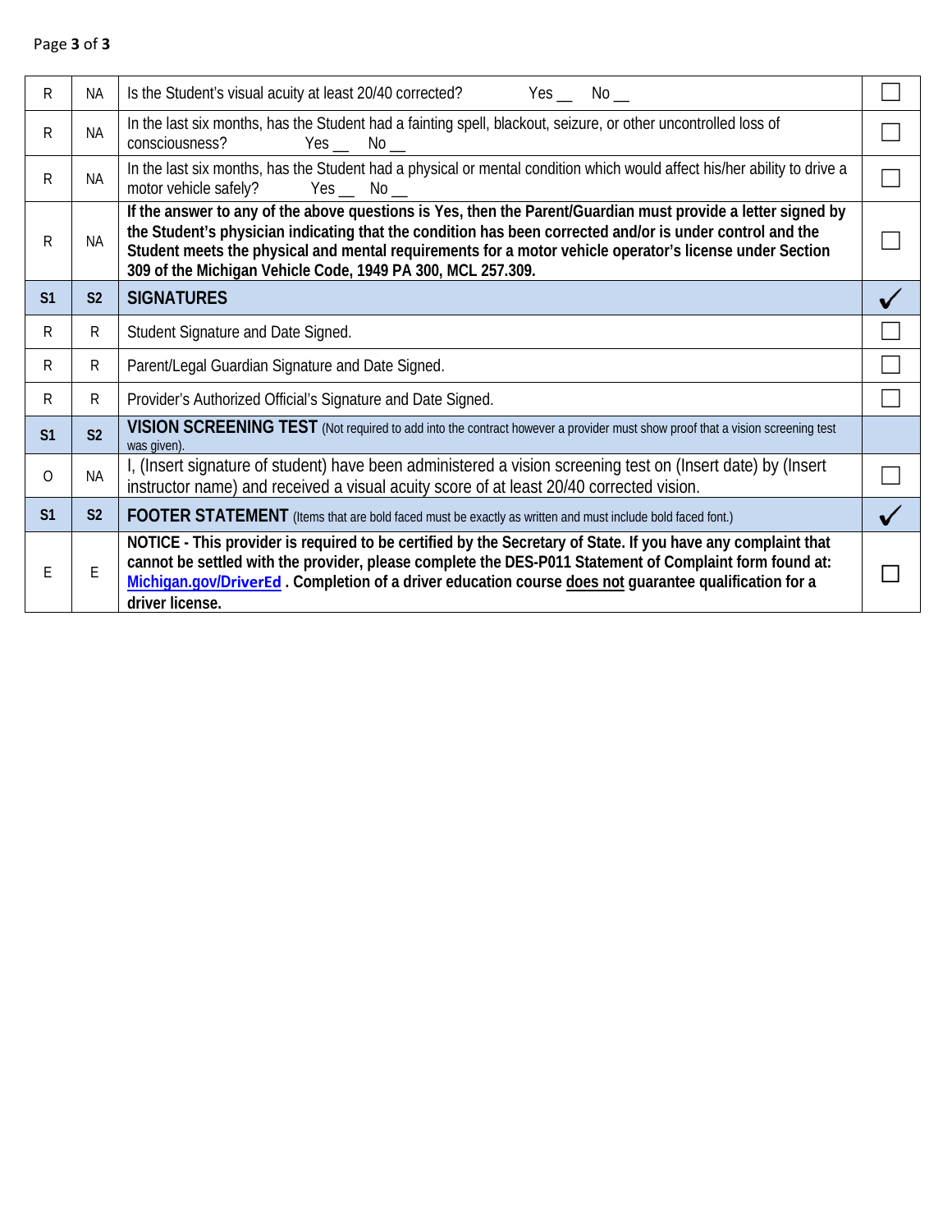| | | | |
|---|---|---|---|
| R | NA | Is the Student's visual acuity at least 20/40 corrected? Yes __ No __ | ☐ |
| R | NA | In the last six months, has the Student had a fainting spell, blackout, seizure, or other uncontrolled loss of consciousness? Yes __ No __ | ☐ |
| R | NA | In the last six months, has the Student had a physical or mental condition which would affect his/her ability to drive a motor vehicle safely? Yes __ No __ | ☐ |
| R | NA | **If the answer to any of the above questions is Yes, then the Parent/Guardian must provide a letter signed by the Student's physician indicating that the condition has been corrected and/or is under control and the Student meets the physical and mental requirements for a motor vehicle operator's license under Section 309 of the Michigan Vehicle Code, 1949 PA 300, MCL 257.309.** | ☐ |
| **S1** | **S2** | **SIGNATURES** | ✓ |
| R | R | Student Signature and Date Signed. | ☐ |
| R | R | Parent/Legal Guardian Signature and Date Signed. | ☐ |
| R | R | Provider's Authorized Official's Signature and Date Signed. | ☐ |
| **S1** | **S2** | **VISION SCREENING TEST** (Not required to add into the contract however a provider must show proof that a vision screening test was given). | |
| O | NA | I, (Insert signature of student) have been administered a vision screening test on (Insert date) by (Insert instructor name) and received a visual acuity score of at least 20/40 corrected vision. | ☐ |
| **S1** | **S2** | **FOOTER STATEMENT** (Items that are bold faced must be exactly as written and must include bold faced font.) | ✓ |
| E | E | **NOTICE - This provider is required to be certified by the Secretary of State. If you have any complaint that cannot be settled with the provider, please complete the DES-P011 Statement of Complaint form found at: Michigan.gov/DriverEd . Completion of a driver education course does not guarantee qualification for a driver license.** | ☐ |